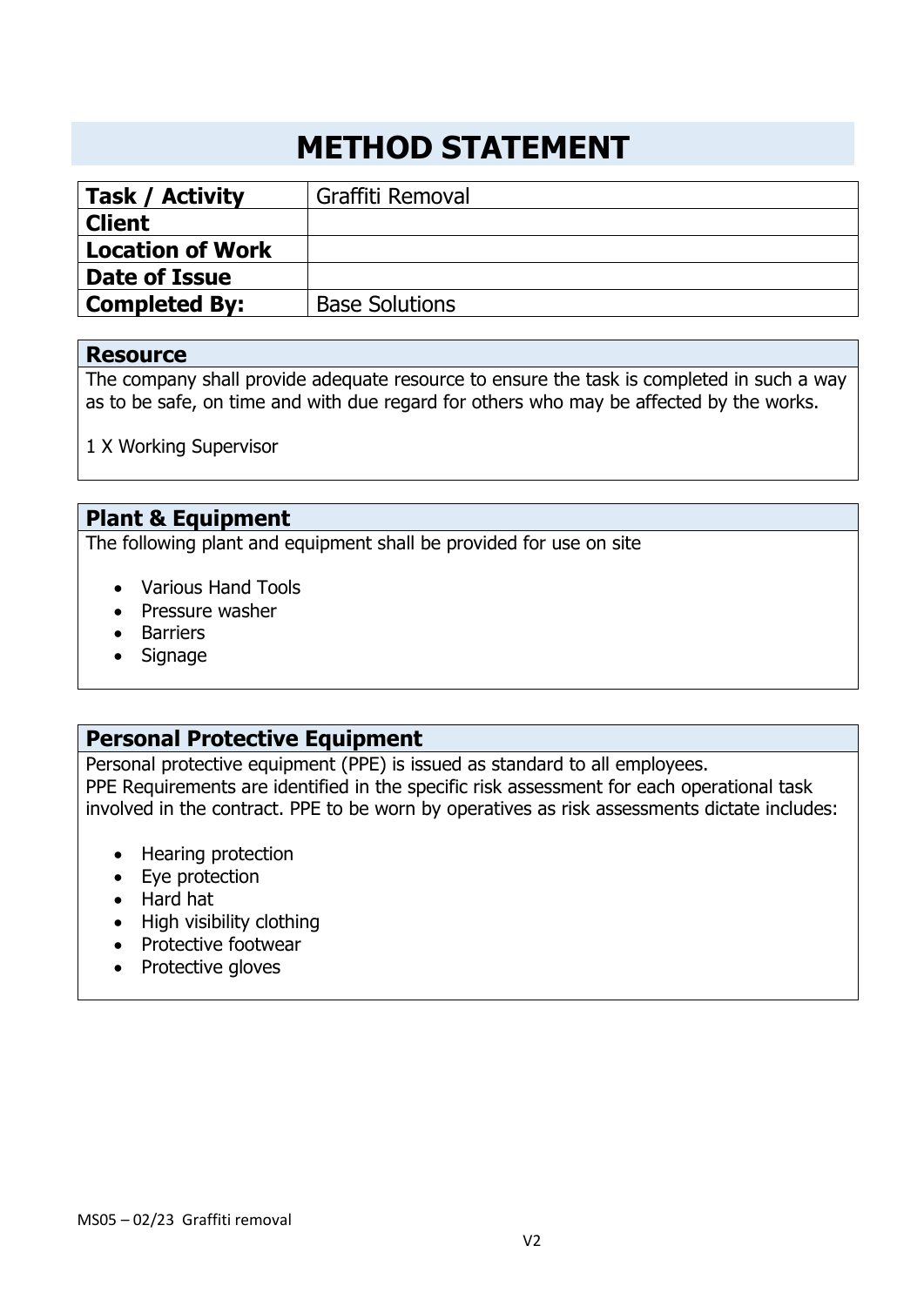# METHOD STATEMENT

| **Task / Activity** | Graffiti Removal |
|---|---|
| **Client** | |
| **Location of Work** | |
| **Date of Issue** | |
| **Completed By:** | Base Solutions |

## Resource

The company shall provide adequate resource to ensure the task is completed in such a way as to be safe, on time and with due regard for others who may be affected by the works.

1 X Working Supervisor

## Plant & Equipment

The following plant and equipment shall be provided for use on site

- Various Hand Tools
- Pressure washer
- Barriers
- Signage

## Personal Protective Equipment

Personal protective equipment (PPE) is issued as standard to all employees.
PPE Requirements are identified in the specific risk assessment for each operational task involved in the contract. PPE to be worn by operatives as risk assessments dictate includes:

- Hearing protection
- Eye protection
- Hard hat
- High visibility clothing
- Protective footwear
- Protective gloves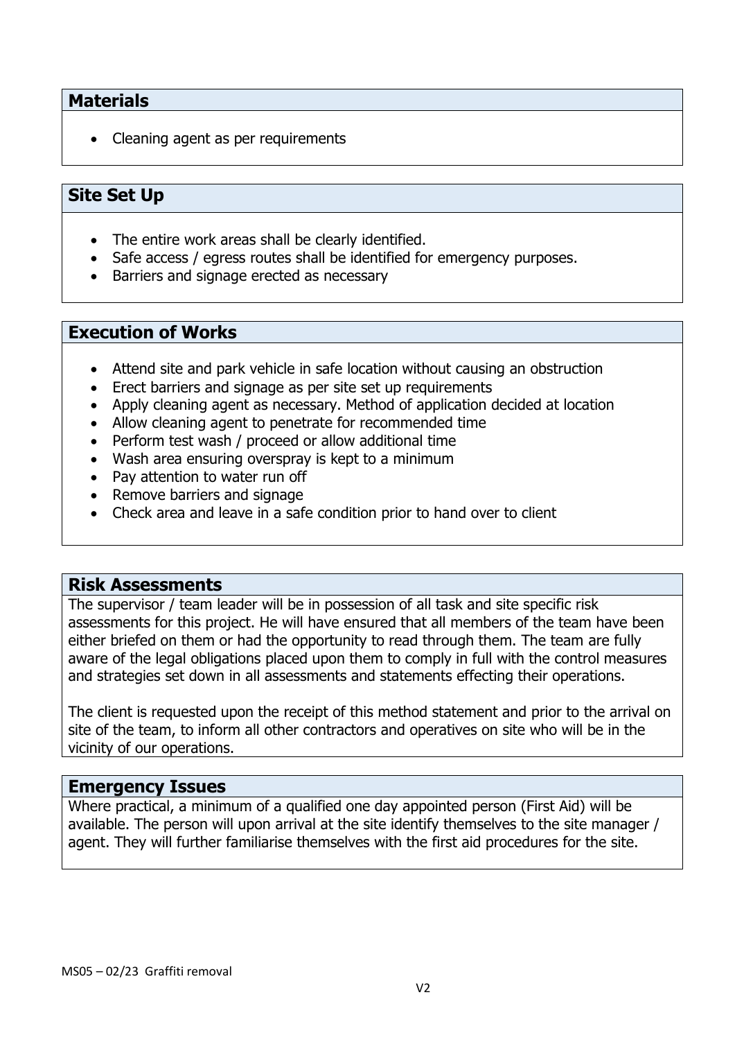## Materials

- Cleaning agent as per requirements

## Site Set Up

- The entire work areas shall be clearly identified.
- Safe access / egress routes shall be identified for emergency purposes.
- Barriers and signage erected as necessary

## Execution of Works

- Attend site and park vehicle in safe location without causing an obstruction
- Erect barriers and signage as per site set up requirements
- Apply cleaning agent as necessary. Method of application decided at location
- Allow cleaning agent to penetrate for recommended time
- Perform test wash / proceed or allow additional time
- Wash area ensuring overspray is kept to a minimum
- Pay attention to water run off
- Remove barriers and signage
- Check area and leave in a safe condition prior to hand over to client

## Risk Assessments

The supervisor / team leader will be in possession of all task and site specific risk assessments for this project. He will have ensured that all members of the team have been either briefed on them or had the opportunity to read through them. The team are fully aware of the legal obligations placed upon them to comply in full with the control measures and strategies set down in all assessments and statements effecting their operations.

The client is requested upon the receipt of this method statement and prior to the arrival on site of the team, to inform all other contractors and operatives on site who will be in the vicinity of our operations.

## Emergency Issues

Where practical, a minimum of a qualified one day appointed person (First Aid) will be available. The person will upon arrival at the site identify themselves to the site manager / agent. They will further familiarise themselves with the first aid procedures for the site.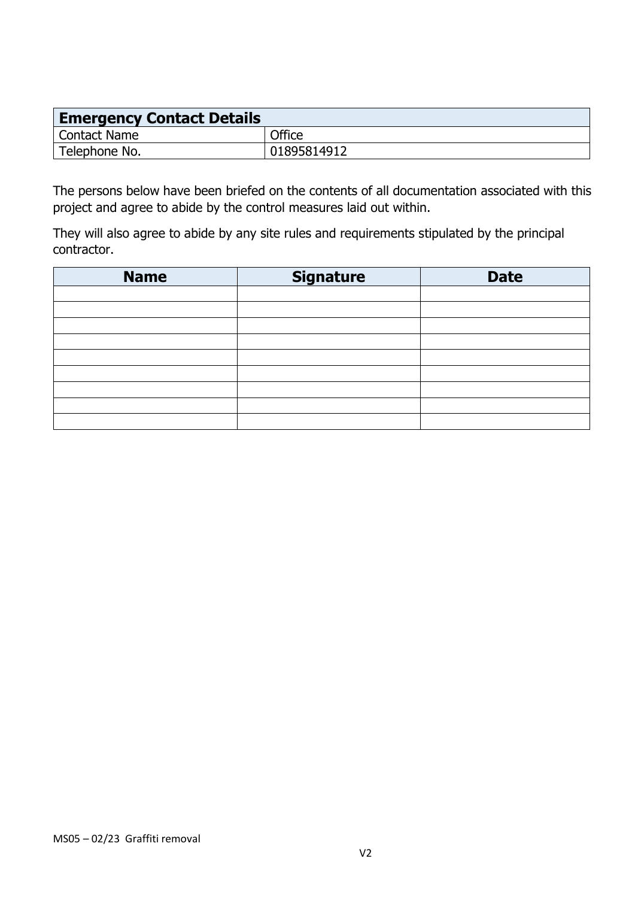| Emergency Contact Details | |
|---|---|
| Contact Name | Office |
| Telephone No. | 01895814912 |

The persons below have been briefed on the contents of all documentation associated with this project and agree to abide by the control measures laid out within.

They will also agree to abide by any site rules and requirements stipulated by the principal contractor.

| Name | Signature | Date |
|---|---|---|
| | | |
| | | |
| | | |
| | | |
| | | |
| | | |
| | | |
| | | |
| | | |